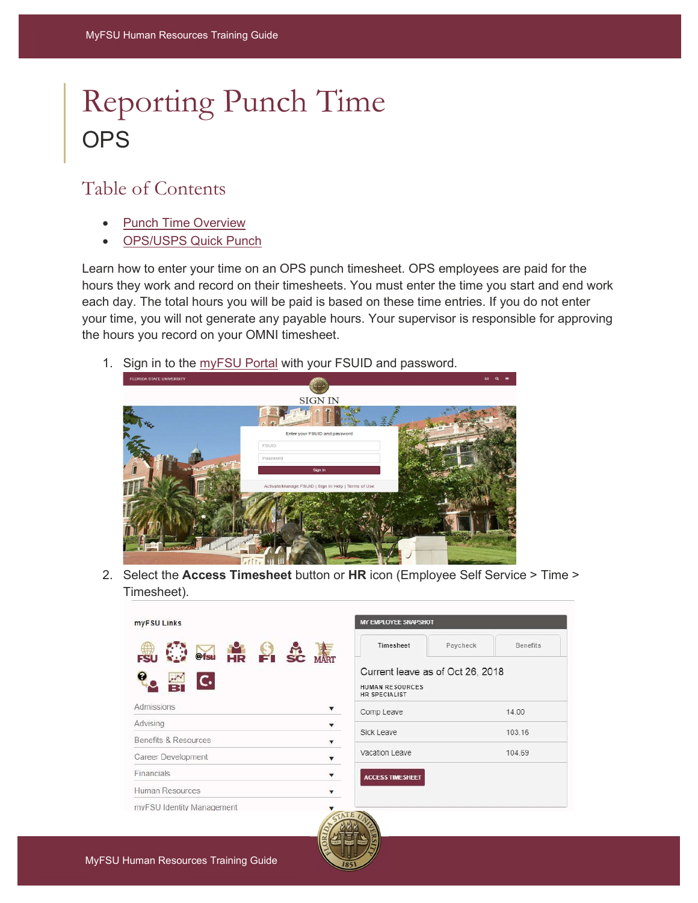# Reporting Punch Time

## OPS

## Table of Contents

- Punch Time Overview
- OPS/USPS Quick Punch

Learn how to enter your time on an OPS punch timesheet. OPS employees are paid for the hours they work and record on their timesheets. You must enter the time you start and end work each day. The total hours you will be paid is based on these time entries. If you do not enter your time, you will not generate any payable hours. Your supervisor is responsible for approving the hours you record on your OMNI timesheet.

1. Sign in to the myFSU Portal with your FSUID and password.

2. Select the **Access Timesheet** button or **HR** icon (Employee Self Service > Time > Timesheet).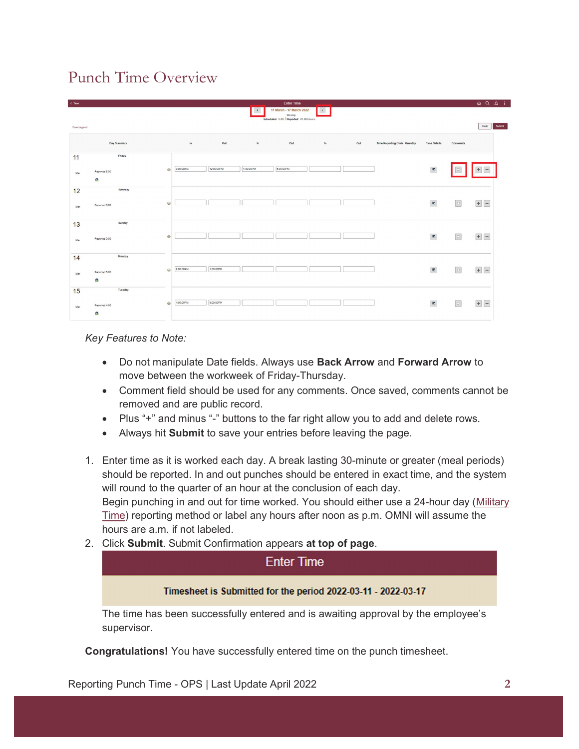# Punch Time Overview

*Key Features to Note:*

- Do not manipulate Date fields. Always use **Back Arrow** and **Forward Arrow** to move between the workweek of Friday-Thursday.
- Comment field should be used for any comments. Once saved, comments cannot be removed and are public record.
- Plus "+" and minus "-" buttons to the far right allow you to add and delete rows.
- Always hit **Submit** to save your entries before leaving the page.

1. Enter time as it is worked each day. A break lasting 30-minute or greater (meal periods) should be reported. In and out punches should be entered in exact time, and the system will round to the quarter of an hour at the conclusion of each day.
   Begin punching in and out for time worked. You should either use a 24-hour day (Military Time) reporting method or label any hours after noon as p.m. OMNI will assume the hours are a.m. if not labeled.
2. Click **Submit**. Submit Confirmation appears **at top of page**.

   Enter Time

   **Timesheet is Submitted for the period 2022-03-11 - 2022-03-17**

   The time has been successfully entered and is awaiting approval by the employee's supervisor.

**Congratulations!** You have successfully entered time on the punch timesheet.

Reporting Punch Time - OPS | Last Update April 2022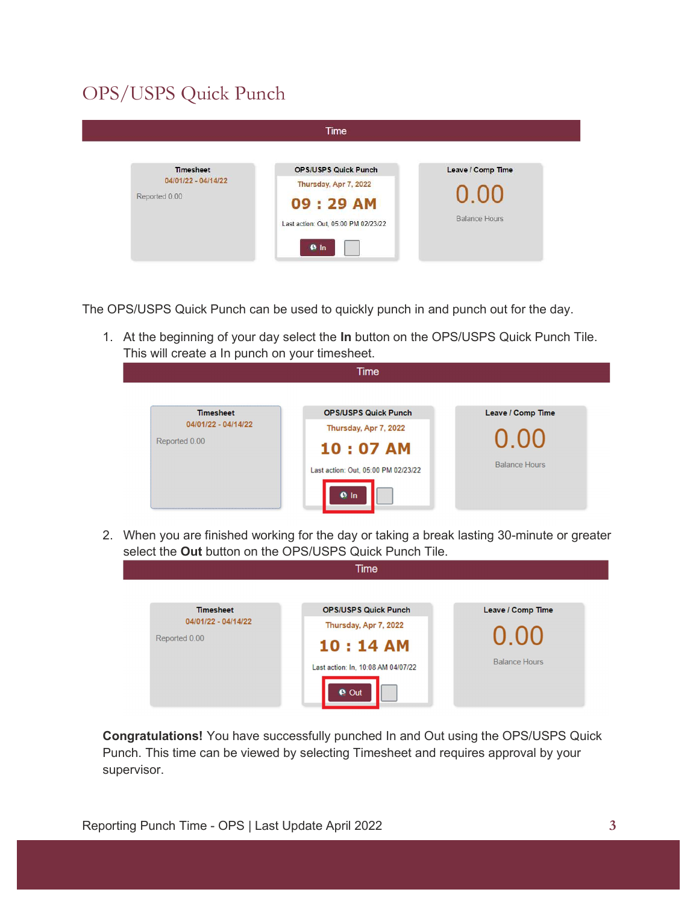# OPS/USPS Quick Punch

The OPS/USPS Quick Punch can be used to quickly punch in and punch out for the day.

1. At the beginning of your day select the **In** button on the OPS/USPS Quick Punch Tile. This will create a In punch on your timesheet.
2. When you are finished working for the day or taking a break lasting 30-minute or greater select the **Out** button on the OPS/USPS Quick Punch Tile.

**Congratulations!** You have successfully punched In and Out using the OPS/USPS Quick Punch. This time can be viewed by selecting Timesheet and requires approval by your supervisor.